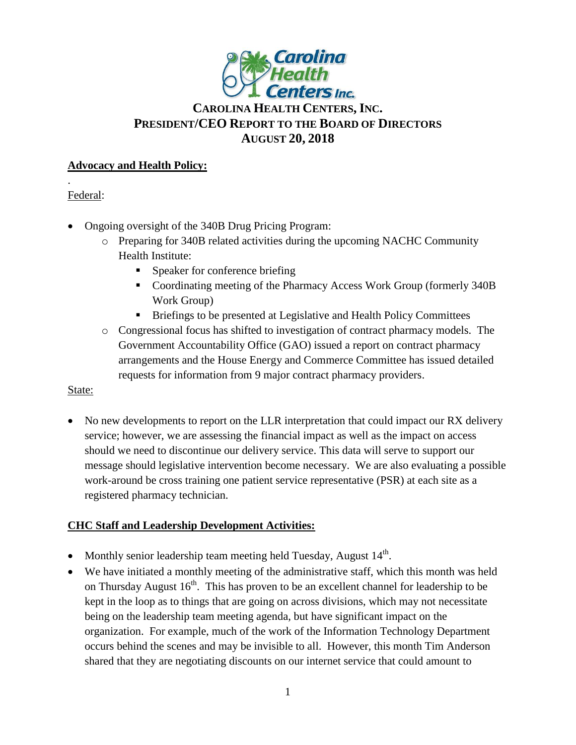# CAROLINA HEALTH CENTERS, INC.
# PRESIDENT/CEO REPORT TO THE BOARD OF DIRECTORS
# AUGUST 20, 2018

## Advocacy and Health Policy:

.

Federal:

- Ongoing oversight of the 340B Drug Pricing Program:
  - Preparing for 340B related activities during the upcoming NACHC Community Health Institute:
    - Speaker for conference briefing
    - Coordinating meeting of the Pharmacy Access Work Group (formerly 340B Work Group)
    - Briefings to be presented at Legislative and Health Policy Committees
  - Congressional focus has shifted to investigation of contract pharmacy models. The Government Accountability Office (GAO) issued a report on contract pharmacy arrangements and the House Energy and Commerce Committee has issued detailed requests for information from 9 major contract pharmacy providers.

State:

- No new developments to report on the LLR interpretation that could impact our RX delivery service; however, we are assessing the financial impact as well as the impact on access should we need to discontinue our delivery service. This data will serve to support our message should legislative intervention become necessary. We are also evaluating a possible work-around be cross training one patient service representative (PSR) at each site as a registered pharmacy technician.

## CHC Staff and Leadership Development Activities:

- Monthly senior leadership team meeting held Tuesday, August 14th.
- We have initiated a monthly meeting of the administrative staff, which this month was held on Thursday August 16th. This has proven to be an excellent channel for leadership to be kept in the loop as to things that are going on across divisions, which may not necessitate being on the leadership team meeting agenda, but have significant impact on the organization. For example, much of the work of the Information Technology Department occurs behind the scenes and may be invisible to all. However, this month Tim Anderson shared that they are negotiating discounts on our internet service that could amount to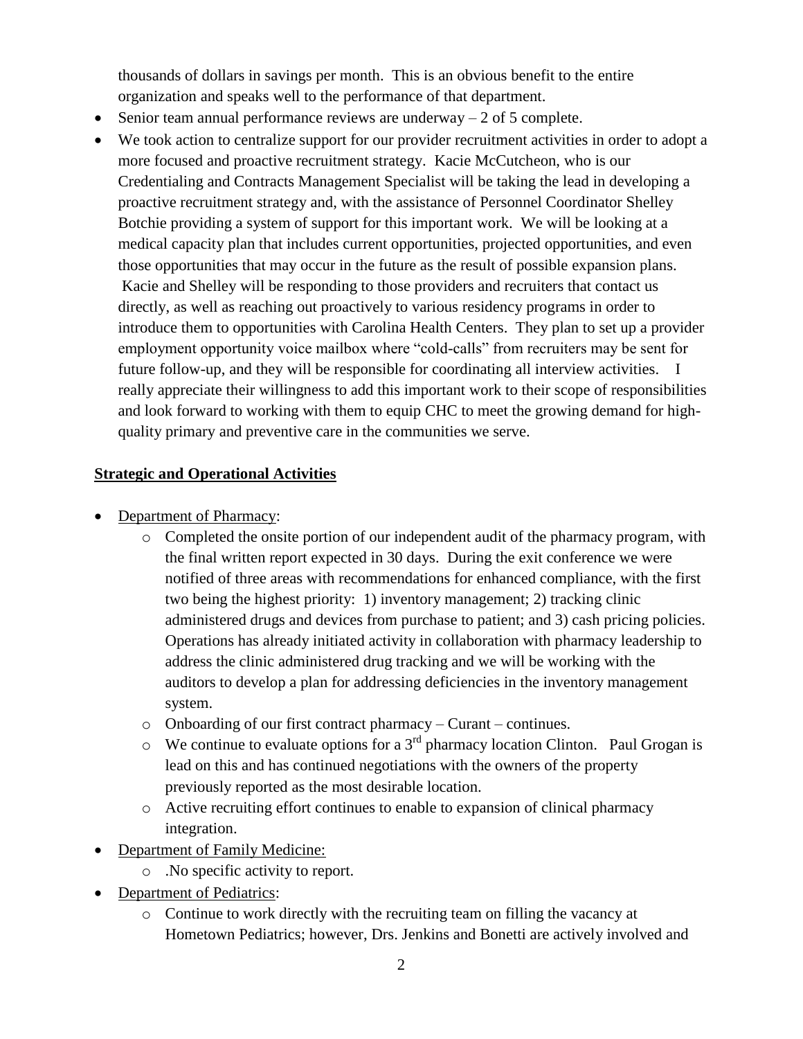thousands of dollars in savings per month. This is an obvious benefit to the entire organization and speaks well to the performance of that department.

- Senior team annual performance reviews are underway – 2 of 5 complete.
- We took action to centralize support for our provider recruitment activities in order to adopt a more focused and proactive recruitment strategy. Kacie McCutcheon, who is our Credentialing and Contracts Management Specialist will be taking the lead in developing a proactive recruitment strategy and, with the assistance of Personnel Coordinator Shelley Botchie providing a system of support for this important work. We will be looking at a medical capacity plan that includes current opportunities, projected opportunities, and even those opportunities that may occur in the future as the result of possible expansion plans. Kacie and Shelley will be responding to those providers and recruiters that contact us directly, as well as reaching out proactively to various residency programs in order to introduce them to opportunities with Carolina Health Centers. They plan to set up a provider employment opportunity voice mailbox where "cold-calls" from recruiters may be sent for future follow-up, and they will be responsible for coordinating all interview activities. I really appreciate their willingness to add this important work to their scope of responsibilities and look forward to working with them to equip CHC to meet the growing demand for high-quality primary and preventive care in the communities we serve.

## Strategic and Operational Activities

- Department of Pharmacy:
  - Completed the onsite portion of our independent audit of the pharmacy program, with the final written report expected in 30 days. During the exit conference we were notified of three areas with recommendations for enhanced compliance, with the first two being the highest priority: 1) inventory management; 2) tracking clinic administered drugs and devices from purchase to patient; and 3) cash pricing policies. Operations has already initiated activity in collaboration with pharmacy leadership to address the clinic administered drug tracking and we will be working with the auditors to develop a plan for addressing deficiencies in the inventory management system.
  - Onboarding of our first contract pharmacy – Curant – continues.
  - We continue to evaluate options for a 3rd pharmacy location Clinton. Paul Grogan is lead on this and has continued negotiations with the owners of the property previously reported as the most desirable location.
  - Active recruiting effort continues to enable to expansion of clinical pharmacy integration.
- Department of Family Medicine:
  - .No specific activity to report.
- Department of Pediatrics:
  - Continue to work directly with the recruiting team on filling the vacancy at Hometown Pediatrics; however, Drs. Jenkins and Bonetti are actively involved and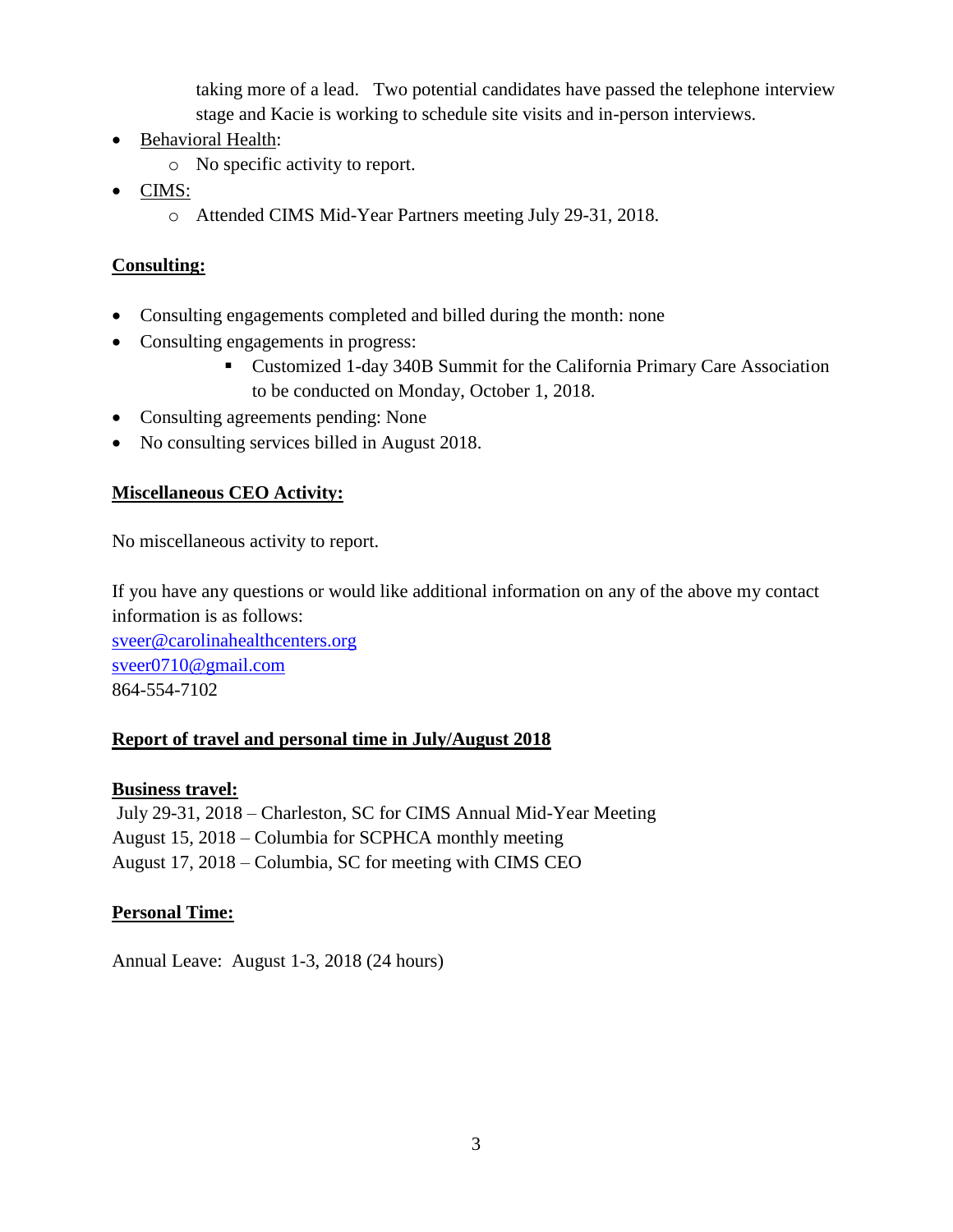taking more of a lead. Two potential candidates have passed the telephone interview stage and Kacie is working to schedule site visits and in-person interviews.

- Behavioral Health:
  - No specific activity to report.
- CIMS:
  - Attended CIMS Mid-Year Partners meeting July 29-31, 2018.

**Consulting:**

- Consulting engagements completed and billed during the month: none
- Consulting engagements in progress:
  - Customized 1-day 340B Summit for the California Primary Care Association to be conducted on Monday, October 1, 2018.
- Consulting agreements pending: None
- No consulting services billed in August 2018.

**Miscellaneous CEO Activity:**

No miscellaneous activity to report.

If you have any questions or would like additional information on any of the above my contact information is as follows:
sveer@carolinahealthcenters.org
sveer0710@gmail.com
864-554-7102

**Report of travel and personal time in July/August 2018**

**Business travel:**
July 29-31, 2018 – Charleston, SC for CIMS Annual Mid-Year Meeting
August 15, 2018 – Columbia for SCPHCA monthly meeting
August 17, 2018 – Columbia, SC for meeting with CIMS CEO

**Personal Time:**

Annual Leave: August 1-3, 2018 (24 hours)